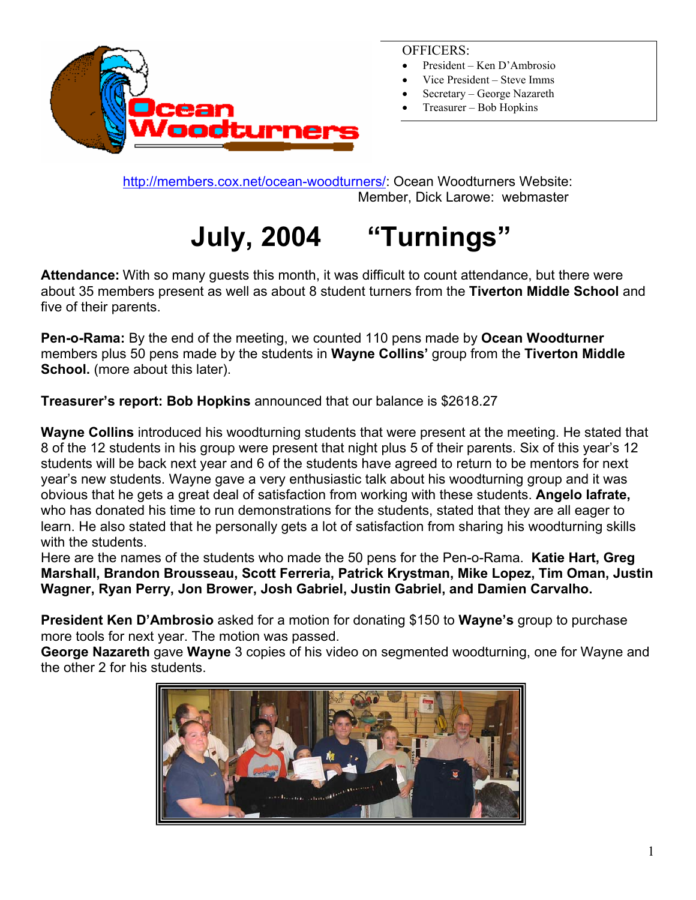OFFICERS:

- President – Ken D'Ambrosio
- Vice President – Steve Imms
- Secretary – George Nazareth
- Treasurer – Bob Hopkins

http://members.cox.net/ocean-woodturners/: Ocean Woodturners Website: Member, Dick Larowe: webmaster

# July, 2004 "Turnings"

**Attendance:** With so many guests this month, it was difficult to count attendance, but there were about 35 members present as well as about 8 student turners from the **Tiverton Middle School** and five of their parents.

**Pen-o-Rama:** By the end of the meeting, we counted 110 pens made by **Ocean Woodturner** members plus 50 pens made by the students in **Wayne Collins'** group from the **Tiverton Middle School.** (more about this later).

**Treasurer's report: Bob Hopkins** announced that our balance is $2618.27

**Wayne Collins** introduced his woodturning students that were present at the meeting. He stated that 8 of the 12 students in his group were present that night plus 5 of their parents. Six of this year's 12 students will be back next year and 6 of the students have agreed to return to be mentors for next year's new students. Wayne gave a very enthusiastic talk about his woodturning group and it was obvious that he gets a great deal of satisfaction from working with these students. **Angelo Iafrate,** who has donated his time to run demonstrations for the students, stated that they are all eager to learn. He also stated that he personally gets a lot of satisfaction from sharing his woodturning skills with the students.
Here are the names of the students who made the 50 pens for the Pen-o-Rama. **Katie Hart, Greg Marshall, Brandon Brousseau, Scott Ferreria, Patrick Krystman, Mike Lopez, Tim Oman, Justin Wagner, Ryan Perry, Jon Brower, Josh Gabriel, Justin Gabriel, and Damien Carvalho.**

**President Ken D'Ambrosio** asked for a motion for donating $150 to **Wayne's** group to purchase more tools for next year. The motion was passed.
**George Nazareth** gave **Wayne** 3 copies of his video on segmented woodturning, one for Wayne and the other 2 for his students.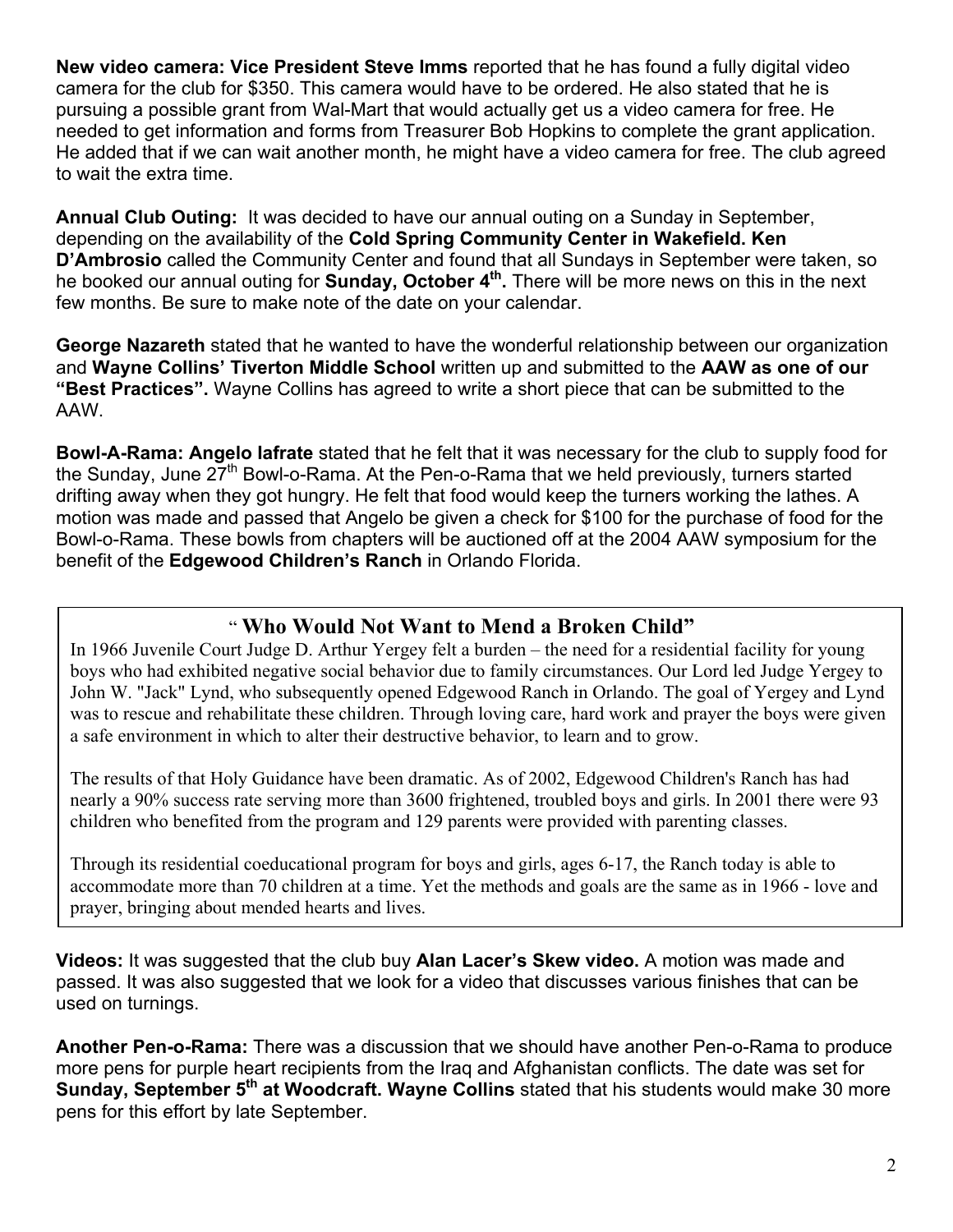**New video camera: Vice President Steve Imms** reported that he has found a fully digital video camera for the club for $350. This camera would have to be ordered. He also stated that he is pursuing a possible grant from Wal-Mart that would actually get us a video camera for free. He needed to get information and forms from Treasurer Bob Hopkins to complete the grant application. He added that if we can wait another month, he might have a video camera for free. The club agreed to wait the extra time.

**Annual Club Outing:** It was decided to have our annual outing on a Sunday in September, depending on the availability of the **Cold Spring Community Center in Wakefield. Ken D'Ambrosio** called the Community Center and found that all Sundays in September were taken, so he booked our annual outing for **Sunday, October 4th.** There will be more news on this in the next few months. Be sure to make note of the date on your calendar.

**George Nazareth** stated that he wanted to have the wonderful relationship between our organization and **Wayne Collins' Tiverton Middle School** written up and submitted to the **AAW as one of our "Best Practices".** Wayne Collins has agreed to write a short piece that can be submitted to the AAW.

**Bowl-A-Rama: Angelo Iafrate** stated that he felt that it was necessary for the club to supply food for the Sunday, June 27th Bowl-o-Rama. At the Pen-o-Rama that we held previously, turners started drifting away when they got hungry. He felt that food would keep the turners working the lathes. A motion was made and passed that Angelo be given a check for $100 for the purchase of food for the Bowl-o-Rama. These bowls from chapters will be auctioned off at the 2004 AAW symposium for the benefit of the **Edgewood Children's Ranch** in Orlando Florida.

## "Who Would Not Want to Mend a Broken Child"

In 1966 Juvenile Court Judge D. Arthur Yergey felt a burden – the need for a residential facility for young boys who had exhibited negative social behavior due to family circumstances. Our Lord led Judge Yergey to John W. "Jack" Lynd, who subsequently opened Edgewood Ranch in Orlando. The goal of Yergey and Lynd was to rescue and rehabilitate these children. Through loving care, hard work and prayer the boys were given a safe environment in which to alter their destructive behavior, to learn and to grow.

The results of that Holy Guidance have been dramatic. As of 2002, Edgewood Children's Ranch has had nearly a 90% success rate serving more than 3600 frightened, troubled boys and girls. In 2001 there were 93 children who benefited from the program and 129 parents were provided with parenting classes.

Through its residential coeducational program for boys and girls, ages 6-17, the Ranch today is able to accommodate more than 70 children at a time. Yet the methods and goals are the same as in 1966 - love and prayer, bringing about mended hearts and lives.

**Videos:** It was suggested that the club buy **Alan Lacer's Skew video.** A motion was made and passed. It was also suggested that we look for a video that discusses various finishes that can be used on turnings.

**Another Pen-o-Rama:** There was a discussion that we should have another Pen-o-Rama to produce more pens for purple heart recipients from the Iraq and Afghanistan conflicts. The date was set for **Sunday, September 5th at Woodcraft. Wayne Collins** stated that his students would make 30 more pens for this effort by late September.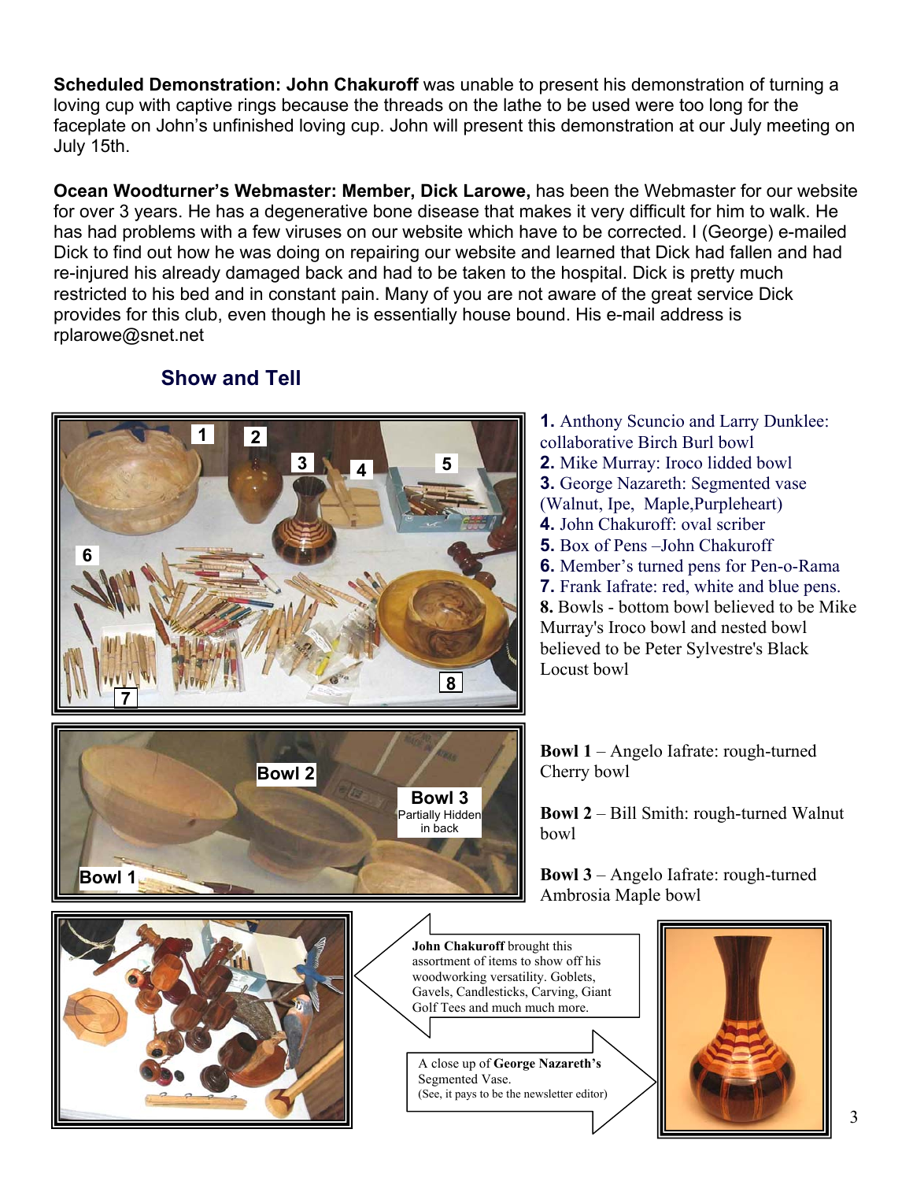**Scheduled Demonstration: John Chakuroff** was unable to present his demonstration of turning a loving cup with captive rings because the threads on the lathe to be used were too long for the faceplate on John's unfinished loving cup. John will present this demonstration at our July meeting on July 15th.

**Ocean Woodturner's Webmaster: Member, Dick Larowe,** has been the Webmaster for our website for over 3 years. He has a degenerative bone disease that makes it very difficult for him to walk. He has had problems with a few viruses on our website which have to be corrected. I (George) e-mailed Dick to find out how he was doing on repairing our website and learned that Dick had fallen and had re-injured his already damaged back and had to be taken to the hospital. Dick is pretty much restricted to his bed and in constant pain. Many of you are not aware of the great service Dick provides for this club, even though he is essentially house bound. His e-mail address is rplarowe@snet.net

## Show and Tell

**1.** Anthony Scuncio and Larry Dunklee: collaborative Birch Burl bowl
**2.** Mike Murray: Iroco lidded bowl
**3.** George Nazareth: Segmented vase (Walnut, Ipe, Maple,Purpleheart)
**4.** John Chakuroff: oval scriber
**5.** Box of Pens –John Chakuroff
**6.** Member's turned pens for Pen-o-Rama
**7.** Frank Iafrate: red, white and blue pens.
**8.** Bowls - bottom bowl believed to be Mike Murray's Iroco bowl and nested bowl believed to be Peter Sylvestre's Black Locust bowl

**Bowl 1** – Angelo Iafrate: rough-turned Cherry bowl

**Bowl 2** – Bill Smith: rough-turned Walnut bowl

**Bowl 3** – Angelo Iafrate: rough-turned Ambrosia Maple bowl

**John Chakuroff** brought this assortment of items to show off his woodworking versatility. Goblets, Gavels, Candlesticks, Carving, Giant Golf Tees and much much more.

A close up of **George Nazareth's** Segmented Vase.
(See, it pays to be the newsletter editor)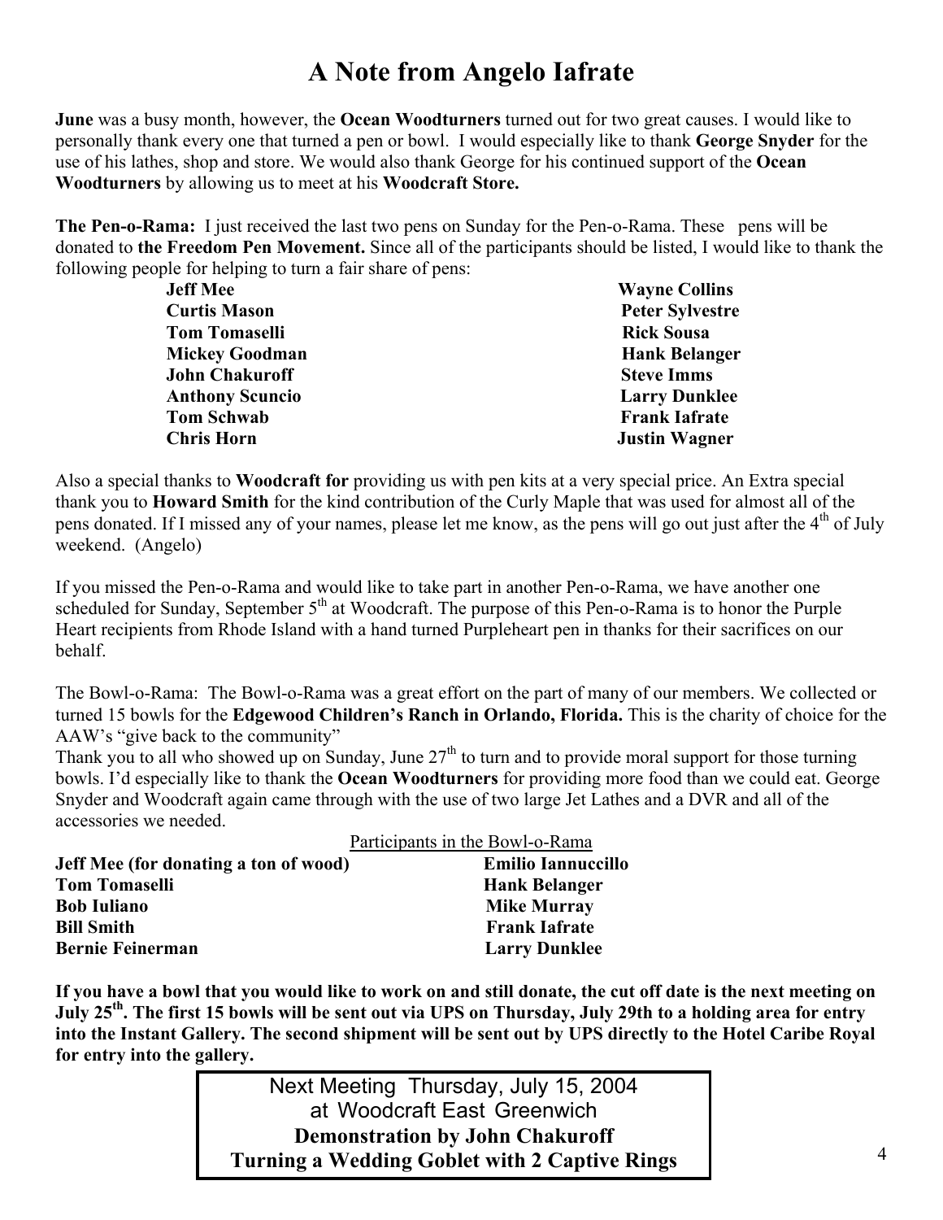# A Note from Angelo Iafrate

**June** was a busy month, however, the **Ocean Woodturners** turned out for two great causes. I would like to personally thank every one that turned a pen or bowl. I would especially like to thank **George Snyder** for the use of his lathes, shop and store. We would also thank George for his continued support of the **Ocean Woodturners** by allowing us to meet at his **Woodcraft Store.**

**The Pen-o-Rama:** I just received the last two pens on Sunday for the Pen-o-Rama. These pens will be donated to **the Freedom Pen Movement.** Since all of the participants should be listed, I would like to thank the following people for helping to turn a fair share of pens:

| | |
|---|---|
| **Jeff Mee** | **Wayne Collins** |
| **Curtis Mason** | **Peter Sylvestre** |
| **Tom Tomaselli** | **Rick Sousa** |
| **Mickey Goodman** | **Hank Belanger** |
| **John Chakuroff** | **Steve Imms** |
| **Anthony Scuncio** | **Larry Dunklee** |
| **Tom Schwab** | **Frank Iafrate** |
| **Chris Horn** | **Justin Wagner** |

Also a special thanks to **Woodcraft for** providing us with pen kits at a very special price. An Extra special thank you to **Howard Smith** for the kind contribution of the Curly Maple that was used for almost all of the pens donated. If I missed any of your names, please let me know, as the pens will go out just after the 4th of July weekend. (Angelo)

If you missed the Pen-o-Rama and would like to take part in another Pen-o-Rama, we have another one scheduled for Sunday, September 5th at Woodcraft. The purpose of this Pen-o-Rama is to honor the Purple Heart recipients from Rhode Island with a hand turned Purpleheart pen in thanks for their sacrifices on our behalf.

The Bowl-o-Rama: The Bowl-o-Rama was a great effort on the part of many of our members. We collected or turned 15 bowls for the **Edgewood Children's Ranch in Orlando, Florida.** This is the charity of choice for the AAW's "give back to the community"

Thank you to all who showed up on Sunday, June 27th to turn and to provide moral support for those turning bowls. I'd especially like to thank the **Ocean Woodturners** for providing more food than we could eat. George Snyder and Woodcraft again came through with the use of two large Jet Lathes and a DVR and all of the accessories we needed.

Participants in the Bowl-o-Rama

| | |
|---|---|
| **Jeff Mee (for donating a ton of wood)** | **Emilio Iannuccillo** |
| **Tom Tomaselli** | **Hank Belanger** |
| **Bob Iuliano** | **Mike Murray** |
| **Bill Smith** | **Frank Iafrate** |
| **Bernie Feinerman** | **Larry Dunklee** |

**If you have a bowl that you would like to work on and still donate, the cut off date is the next meeting on July 25th. The first 15 bowls will be sent out via UPS on Thursday, July 29th to a holding area for entry into the Instant Gallery. The second shipment will be sent out by UPS directly to the Hotel Caribe Royal for entry into the gallery.**

Next Meeting Thursday, July 15, 2004
at Woodcraft East Greenwich
**Demonstration by John Chakuroff**
**Turning a Wedding Goblet with 2 Captive Rings**